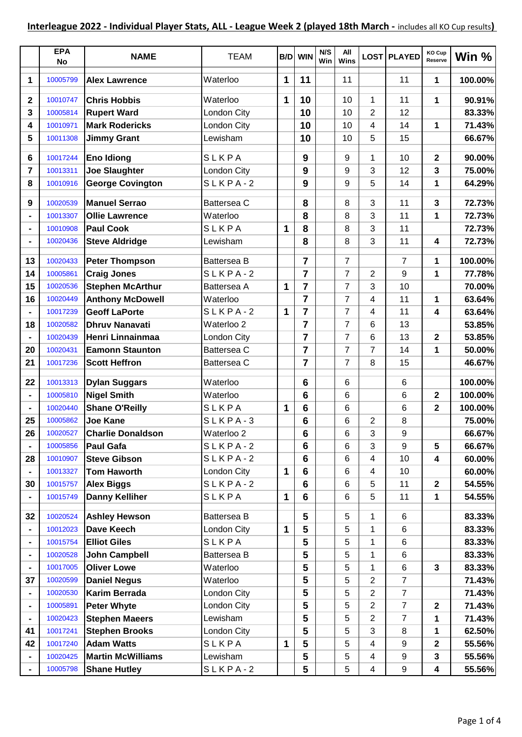## Interleague 2022 - Individual Player Stats, ALL - League Week 2 (played 18th March - includes all KO Cup results)

| | EPA No | NAME | TEAM | B/D | WIN | N/S Win | All Wins | LOST | PLAYED | KO Cup Reserve | Win % |
|---|---|---|---|---|---|---|---|---|---|---|---|
| 1 | 10005799 | **Alex Lawrence** | Waterloo | 1 | 11 | | 11 | | 11 | 1 | 100.00% |
| 2 | 10010747 | **Chris Hobbis** | Waterloo | 1 | 10 | | 10 | 1 | 11 | 1 | 90.91% |
| 3 | 10005814 | **Rupert Ward** | London City | | 10 | | 10 | 2 | 12 | | 83.33% |
| 4 | 10010971 | **Mark Rodericks** | London City | | 10 | | 10 | 4 | 14 | 1 | 71.43% |
| 5 | 10011308 | **Jimmy Grant** | Lewisham | | 10 | | 10 | 5 | 15 | | 66.67% |
| 6 | 10017244 | **Eno Idiong** | SLKPA | | 9 | | 9 | 1 | 10 | 2 | 90.00% |
| 7 | 10013311 | **Joe Slaughter** | London City | | 9 | | 9 | 3 | 12 | 3 | 75.00% |
| 8 | 10010916 | **George Covington** | SLKPA-2 | | 9 | | 9 | 5 | 14 | 1 | 64.29% |
| 9 | 10020539 | **Manuel Serrao** | Battersea C | | 8 | | 8 | 3 | 11 | 3 | 72.73% |
| - | 10013307 | **Ollie Lawrence** | Waterloo | | 8 | | 8 | 3 | 11 | 1 | 72.73% |
| - | 10010908 | **Paul Cook** | SLKPA | 1 | 8 | | 8 | 3 | 11 | | 72.73% |
| - | 10020436 | **Steve Aldridge** | Lewisham | | 8 | | 8 | 3 | 11 | 4 | 72.73% |
| 13 | 10020433 | **Peter Thompson** | Battersea B | | 7 | | 7 | | 7 | 1 | 100.00% |
| 14 | 10005861 | **Craig Jones** | SLKPA-2 | | 7 | | 7 | 2 | 9 | 1 | 77.78% |
| 15 | 10020536 | **Stephen McArthur** | Battersea A | 1 | 7 | | 7 | 3 | 10 | | 70.00% |
| 16 | 10020449 | **Anthony McDowell** | Waterloo | | 7 | | 7 | 4 | 11 | 1 | 63.64% |
| - | 10017239 | **Geoff LaPorte** | SLKPA-2 | 1 | 7 | | 7 | 4 | 11 | 4 | 63.64% |
| 18 | 10020582 | **Dhruv Nanavati** | Waterloo 2 | | 7 | | 7 | 6 | 13 | | 53.85% |
| - | 10020439 | **Henri Linnainmaa** | London City | | 7 | | 7 | 6 | 13 | 2 | 53.85% |
| 20 | 10020431 | **Eamonn Staunton** | Battersea C | | 7 | | 7 | 7 | 14 | 1 | 50.00% |
| 21 | 10017236 | **Scott Heffron** | Battersea C | | 7 | | 7 | 8 | 15 | | 46.67% |
| 22 | 10013313 | **Dylan Suggars** | Waterloo | | 6 | | 6 | | 6 | | 100.00% |
| - | 10005810 | **Nigel Smith** | Waterloo | | 6 | | 6 | | 6 | 2 | 100.00% |
| - | 10020440 | **Shane O'Reilly** | SLKPA | 1 | 6 | | 6 | | 6 | 2 | 100.00% |
| 25 | 10005862 | **Joe Kane** | SLKPA-3 | | 6 | | 6 | 2 | 8 | | 75.00% |
| 26 | 10020527 | **Charlie Donaldson** | Waterloo 2 | | 6 | | 6 | 3 | 9 | | 66.67% |
| - | 10005856 | **Paul Gafa** | SLKPA-2 | | 6 | | 6 | 3 | 9 | 5 | 66.67% |
| 28 | 10010907 | **Steve Gibson** | SLKPA-2 | | 6 | | 6 | 4 | 10 | 4 | 60.00% |
| - | 10013327 | **Tom Haworth** | London City | 1 | 6 | | 6 | 4 | 10 | | 60.00% |
| 30 | 10015757 | **Alex Biggs** | SLKPA-2 | | 6 | | 6 | 5 | 11 | 2 | 54.55% |
| - | 10015749 | **Danny Kelliher** | SLKPA | 1 | 6 | | 6 | 5 | 11 | 1 | 54.55% |
| 32 | 10020524 | **Ashley Hewson** | Battersea B | | 5 | | 5 | 1 | 6 | | 83.33% |
| - | 10012023 | **Dave Keech** | London City | 1 | 5 | | 5 | 1 | 6 | | 83.33% |
| - | 10015754 | **Elliot Giles** | SLKPA | | 5 | | 5 | 1 | 6 | | 83.33% |
| - | 10020528 | **John Campbell** | Battersea B | | 5 | | 5 | 1 | 6 | | 83.33% |
| - | 10017005 | **Oliver Lowe** | Waterloo | | 5 | | 5 | 1 | 6 | 3 | 83.33% |
| 37 | 10020599 | **Daniel Negus** | Waterloo | | 5 | | 5 | 2 | 7 | | 71.43% |
| - | 10020530 | **Karim Berrada** | London City | | 5 | | 5 | 2 | 7 | | 71.43% |
| - | 10005891 | **Peter Whyte** | London City | | 5 | | 5 | 2 | 7 | 2 | 71.43% |
| - | 10020423 | **Stephen Maeers** | Lewisham | | 5 | | 5 | 2 | 7 | 1 | 71.43% |
| 41 | 10017241 | **Stephen Brooks** | London City | | 5 | | 5 | 3 | 8 | 1 | 62.50% |
| 42 | 10017240 | **Adam Watts** | SLKPA | 1 | 5 | | 5 | 4 | 9 | 2 | 55.56% |
| - | 10020425 | **Martin McWilliams** | Lewisham | | 5 | | 5 | 4 | 9 | 3 | 55.56% |
| - | 10005798 | **Shane Hutley** | SLKPA-2 | | 5 | | 5 | 4 | 9 | 4 | 55.56% |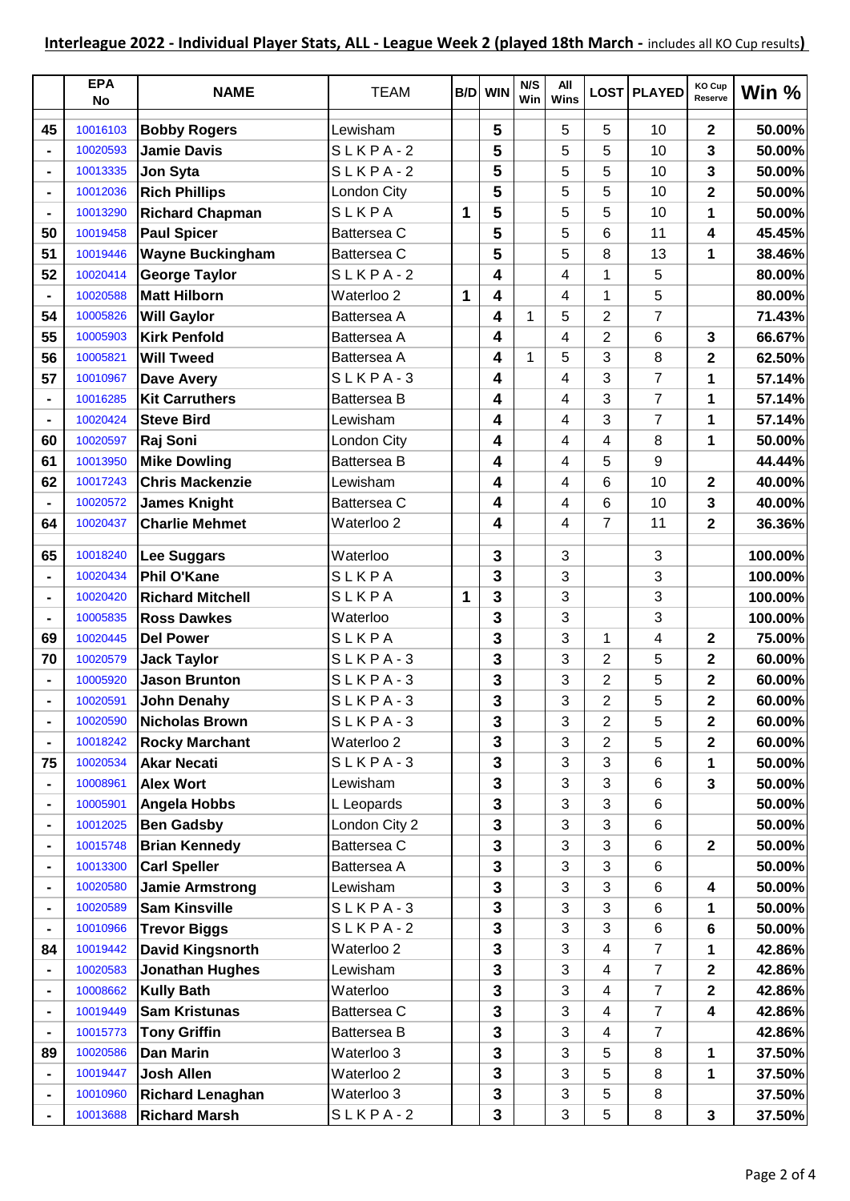## Interleague 2022 - Individual Player Stats, ALL - League Week 2 (played 18th March - includes all KO Cup results)

| | EPA No | NAME | TEAM | B/D | WIN | N/S Win | All Wins | LOST | PLAYED | KO Cup Reserve | Win % |
|---|---|---|---|---|---|---|---|---|---|---|---|
| 45 | 10016103 | **Bobby Rogers** | Lewisham | | **5** | | 5 | 5 | 10 | **2** | **50.00%** |
| - | 10020593 | **Jamie Davis** | S L K P A - 2 | | **5** | | 5 | 5 | 10 | **3** | **50.00%** |
| - | 10013335 | **Jon Syta** | S L K P A - 2 | | **5** | | 5 | 5 | 10 | **3** | **50.00%** |
| - | 10012036 | **Rich Phillips** | London City | | **5** | | 5 | 5 | 10 | **2** | **50.00%** |
| - | 10013290 | **Richard Chapman** | S L K P A | **1** | **5** | | 5 | 5 | 10 | **1** | **50.00%** |
| 50 | 10019458 | **Paul Spicer** | Battersea C | | **5** | | 5 | 6 | 11 | **4** | **45.45%** |
| 51 | 10019446 | **Wayne Buckingham** | Battersea C | | **5** | | 5 | 8 | 13 | **1** | **38.46%** |
| 52 | 10020414 | **George Taylor** | S L K P A - 2 | | **4** | | 4 | 1 | 5 | | **80.00%** |
| - | 10020588 | **Matt Hilborn** | Waterloo 2 | **1** | **4** | | 4 | 1 | 5 | | **80.00%** |
| 54 | 10005826 | **Will Gaylor** | Battersea A | | **4** | 1 | 5 | 2 | 7 | | **71.43%** |
| 55 | 10005903 | **Kirk Penfold** | Battersea A | | **4** | | 4 | 2 | 6 | **3** | **66.67%** |
| 56 | 10005821 | **Will Tweed** | Battersea A | | **4** | 1 | 5 | 3 | 8 | **2** | **62.50%** |
| 57 | 10010967 | **Dave Avery** | S L K P A - 3 | | **4** | | 4 | 3 | 7 | **1** | **57.14%** |
| - | 10016285 | **Kit Carruthers** | Battersea B | | **4** | | 4 | 3 | 7 | **1** | **57.14%** |
| - | 10020424 | **Steve Bird** | Lewisham | | **4** | | 4 | 3 | 7 | **1** | **57.14%** |
| 60 | 10020597 | **Raj Soni** | London City | | **4** | | 4 | 4 | 8 | **1** | **50.00%** |
| 61 | 10013950 | **Mike Dowling** | Battersea B | | **4** | | 4 | 5 | 9 | | **44.44%** |
| 62 | 10017243 | **Chris Mackenzie** | Lewisham | | **4** | | 4 | 6 | 10 | **2** | **40.00%** |
| - | 10020572 | **James Knight** | Battersea C | | **4** | | 4 | 6 | 10 | **3** | **40.00%** |
| 64 | 10020437 | **Charlie Mehmet** | Waterloo 2 | | **4** | | 4 | 7 | 11 | **2** | **36.36%** |
| 65 | 10018240 | **Lee Suggars** | Waterloo | | **3** | | 3 | | 3 | | **100.00%** |
| - | 10020434 | **Phil O'Kane** | S L K P A | | **3** | | 3 | | 3 | | **100.00%** |
| - | 10020420 | **Richard Mitchell** | S L K P A | **1** | **3** | | 3 | | 3 | | **100.00%** |
| - | 10005835 | **Ross Dawkes** | Waterloo | | **3** | | 3 | | 3 | | **100.00%** |
| 69 | 10020445 | **Del Power** | S L K P A | | **3** | | 3 | 1 | 4 | **2** | **75.00%** |
| 70 | 10020579 | **Jack Taylor** | S L K P A - 3 | | **3** | | 3 | 2 | 5 | **2** | **60.00%** |
| - | 10005920 | **Jason Brunton** | S L K P A - 3 | | **3** | | 3 | 2 | 5 | **2** | **60.00%** |
| - | 10020591 | **John Denahy** | S L K P A - 3 | | **3** | | 3 | 2 | 5 | **2** | **60.00%** |
| - | 10020590 | **Nicholas Brown** | S L K P A - 3 | | **3** | | 3 | 2 | 5 | **2** | **60.00%** |
| - | 10018242 | **Rocky Marchant** | Waterloo 2 | | **3** | | 3 | 2 | 5 | **2** | **60.00%** |
| 75 | 10020534 | **Akar Necati** | S L K P A - 3 | | **3** | | 3 | 3 | 6 | **1** | **50.00%** |
| - | 10008961 | **Alex Wort** | Lewisham | | **3** | | 3 | 3 | 6 | **3** | **50.00%** |
| - | 10005901 | **Angela Hobbs** | L Leopards | | **3** | | 3 | 3 | 6 | | **50.00%** |
| - | 10012025 | **Ben Gadsby** | London City 2 | | **3** | | 3 | 3 | 6 | | **50.00%** |
| - | 10015748 | **Brian Kennedy** | Battersea C | | **3** | | 3 | 3 | 6 | **2** | **50.00%** |
| - | 10013300 | **Carl Speller** | Battersea A | | **3** | | 3 | 3 | 6 | | **50.00%** |
| - | 10020580 | **Jamie Armstrong** | Lewisham | | **3** | | 3 | 3 | 6 | **4** | **50.00%** |
| - | 10020589 | **Sam Kinsville** | S L K P A - 3 | | **3** | | 3 | 3 | 6 | **1** | **50.00%** |
| - | 10010966 | **Trevor Biggs** | S L K P A - 2 | | **3** | | 3 | 3 | 6 | **6** | **50.00%** |
| 84 | 10019442 | **David Kingsnorth** | Waterloo 2 | | **3** | | 3 | 4 | 7 | **1** | **42.86%** |
| - | 10020583 | **Jonathan Hughes** | Lewisham | | **3** | | 3 | 4 | 7 | **2** | **42.86%** |
| - | 10008662 | **Kully Bath** | Waterloo | | **3** | | 3 | 4 | 7 | **2** | **42.86%** |
| - | 10019449 | **Sam Kristunas** | Battersea C | | **3** | | 3 | 4 | 7 | **4** | **42.86%** |
| - | 10015773 | **Tony Griffin** | Battersea B | | **3** | | 3 | 4 | 7 | | **42.86%** |
| 89 | 10020586 | **Dan Marin** | Waterloo 3 | | **3** | | 3 | 5 | 8 | **1** | **37.50%** |
| - | 10019447 | **Josh Allen** | Waterloo 2 | | **3** | | 3 | 5 | 8 | **1** | **37.50%** |
| - | 10010960 | **Richard Lenaghan** | Waterloo 3 | | **3** | | 3 | 5 | 8 | | **37.50%** |
| - | 10013688 | **Richard Marsh** | S L K P A - 2 | | **3** | | 3 | 5 | 8 | **3** | **37.50%** |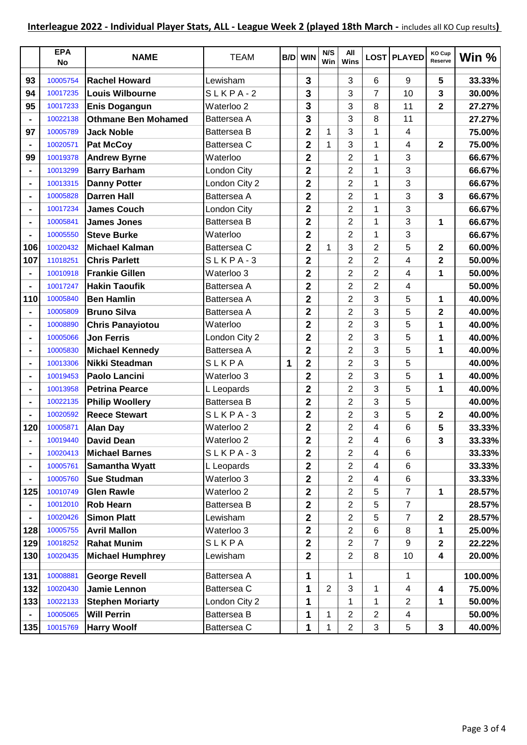## Interleague 2022 - Individual Player Stats, ALL - League Week 2 (played 18th March - includes all KO Cup results)

| | EPA No | NAME | TEAM | B/D | WIN | N/S Win | All Wins | LOST | PLAYED | KO Cup Reserve | Win % |
|---|---|---|---|---|---|---|---|---|---|---|---|
| 93 | 10005754 | Rachel Howard | Lewisham | | 3 | | 3 | 6 | 9 | 5 | 33.33% |
| 94 | 10017235 | Louis Wilbourne | S L K P A - 2 | | 3 | | 3 | 7 | 10 | 3 | 30.00% |
| 95 | 10017233 | Enis Dogangun | Waterloo 2 | | 3 | | 3 | 8 | 11 | 2 | 27.27% |
| - | 10022138 | Othmane Ben Mohamed | Battersea A | | 3 | | 3 | 8 | 11 | | 27.27% |
| 97 | 10005789 | Jack Noble | Battersea B | | 2 | 1 | 3 | 1 | 4 | | 75.00% |
| - | 10020571 | Pat McCoy | Battersea C | | 2 | 1 | 3 | 1 | 4 | 2 | 75.00% |
| 99 | 10019378 | Andrew Byrne | Waterloo | | 2 | | 2 | 1 | 3 | | 66.67% |
| - | 10013299 | Barry Barham | London City | | 2 | | 2 | 1 | 3 | | 66.67% |
| - | 10013315 | Danny Potter | London City 2 | | 2 | | 2 | 1 | 3 | | 66.67% |
| - | 10005828 | Darren Hall | Battersea A | | 2 | | 2 | 1 | 3 | 3 | 66.67% |
| - | 10017234 | James Couch | London City | | 2 | | 2 | 1 | 3 | | 66.67% |
| - | 10005841 | James Jones | Battersea B | | 2 | | 2 | 1 | 3 | 1 | 66.67% |
| - | 10005550 | Steve Burke | Waterloo | | 2 | | 2 | 1 | 3 | | 66.67% |
| 106 | 10020432 | Michael Kalman | Battersea C | | 2 | 1 | 3 | 2 | 5 | 2 | 60.00% |
| 107 | 11018251 | Chris Parlett | S L K P A - 3 | | 2 | | 2 | 2 | 4 | 2 | 50.00% |
| - | 10010918 | Frankie Gillen | Waterloo 3 | | 2 | | 2 | 2 | 4 | 1 | 50.00% |
| - | 10017247 | Hakin Taoufik | Battersea A | | 2 | | 2 | 2 | 4 | | 50.00% |
| 110 | 10005840 | Ben Hamlin | Battersea A | | 2 | | 2 | 3 | 5 | 1 | 40.00% |
| - | 10005809 | Bruno Silva | Battersea A | | 2 | | 2 | 3 | 5 | 2 | 40.00% |
| - | 10008890 | Chris Panayiotou | Waterloo | | 2 | | 2 | 3 | 5 | 1 | 40.00% |
| - | 10005066 | Jon Ferris | London City 2 | | 2 | | 2 | 3 | 5 | 1 | 40.00% |
| - | 10005830 | Michael Kennedy | Battersea A | | 2 | | 2 | 3 | 5 | 1 | 40.00% |
| - | 10013306 | Nikki Steadman | S L K P A | 1 | 2 | | 2 | 3 | 5 | | 40.00% |
| - | 10019453 | Paolo Lancini | Waterloo 3 | | 2 | | 2 | 3 | 5 | 1 | 40.00% |
| - | 10013958 | Petrina Pearce | L Leopards | | 2 | | 2 | 3 | 5 | 1 | 40.00% |
| - | 10022135 | Philip Woollery | Battersea B | | 2 | | 2 | 3 | 5 | | 40.00% |
| - | 10020592 | Reece Stewart | S L K P A - 3 | | 2 | | 2 | 3 | 5 | 2 | 40.00% |
| 120 | 10005871 | Alan Day | Waterloo 2 | | 2 | | 2 | 4 | 6 | 5 | 33.33% |
| - | 10019440 | David Dean | Waterloo 2 | | 2 | | 2 | 4 | 6 | 3 | 33.33% |
| - | 10020413 | Michael Barnes | S L K P A - 3 | | 2 | | 2 | 4 | 6 | | 33.33% |
| - | 10005761 | Samantha Wyatt | L Leopards | | 2 | | 2 | 4 | 6 | | 33.33% |
| - | 10005760 | Sue Studman | Waterloo 3 | | 2 | | 2 | 4 | 6 | | 33.33% |
| 125 | 10010749 | Glen Rawle | Waterloo 2 | | 2 | | 2 | 5 | 7 | 1 | 28.57% |
| - | 10012010 | Rob Hearn | Battersea B | | 2 | | 2 | 5 | 7 | | 28.57% |
| - | 10020426 | Simon Platt | Lewisham | | 2 | | 2 | 5 | 7 | 2 | 28.57% |
| 128 | 10005755 | Avril Mallon | Waterloo 3 | | 2 | | 2 | 6 | 8 | 1 | 25.00% |
| 129 | 10018252 | Rahat Munim | S L K P A | | 2 | | 2 | 7 | 9 | 2 | 22.22% |
| 130 | 10020435 | Michael Humphrey | Lewisham | | 2 | | 2 | 8 | 10 | 4 | 20.00% |
| 131 | 10008881 | George Revell | Battersea A | | 1 | | 1 | | 1 | | 100.00% |
| 132 | 10020430 | Jamie Lennon | Battersea C | | 1 | 2 | 3 | 1 | 4 | 4 | 75.00% |
| 133 | 10022133 | Stephen Moriarty | London City 2 | | 1 | | 1 | 1 | 2 | 1 | 50.00% |
| - | 10005065 | Will Perrin | Battersea B | | 1 | 1 | 2 | 2 | 4 | | 50.00% |
| 135 | 10015769 | Harry Woolf | Battersea C | | 1 | 1 | 2 | 3 | 5 | 3 | 40.00% |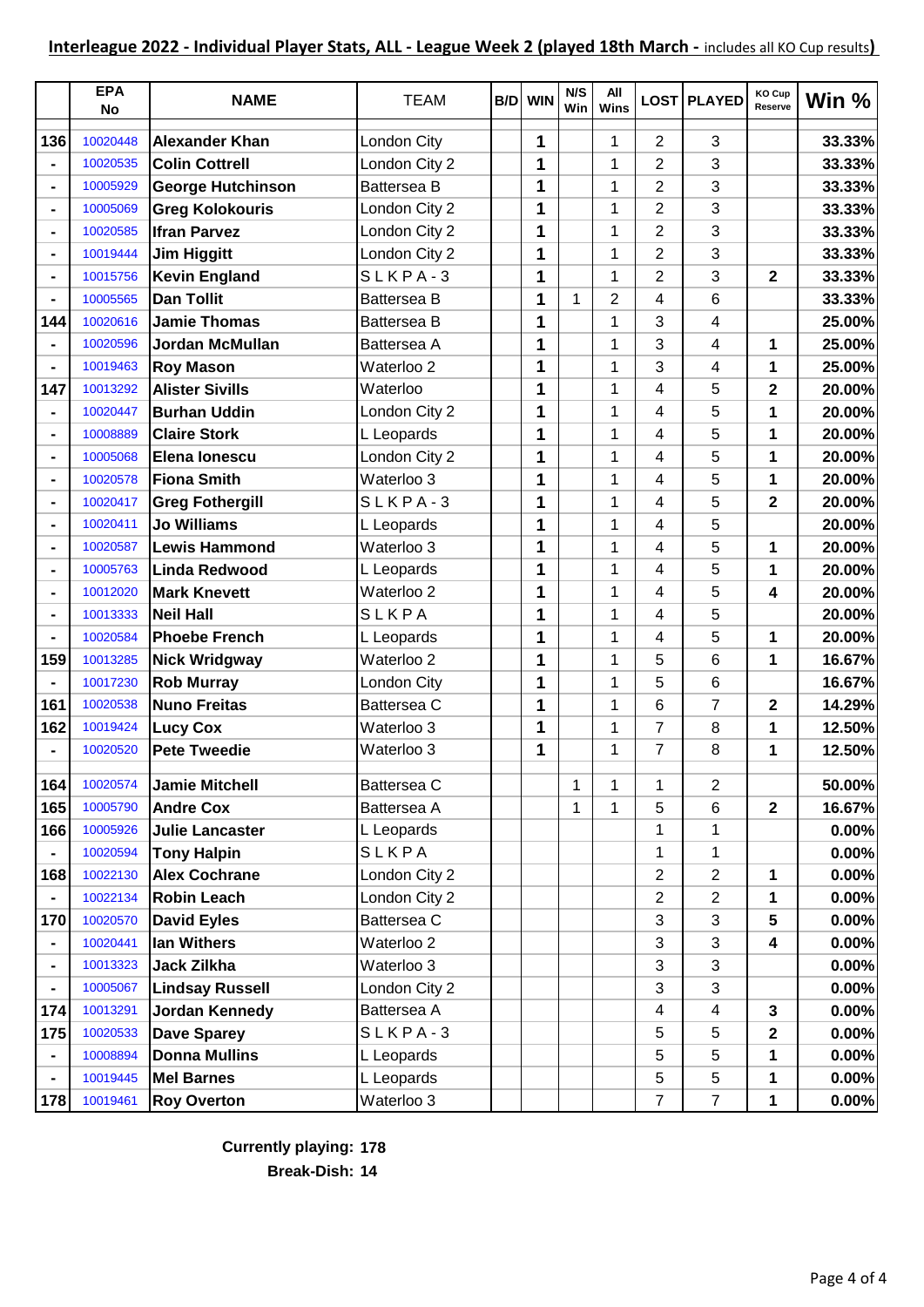## Interleague 2022 - Individual Player Stats, ALL - League Week 2 (played 18th March - includes all KO Cup results)

| | EPA No | NAME | TEAM | B/D | WIN | N/S Win | All Wins | LOST | PLAYED | KO Cup Reserve | Win % |
|---|---|---|---|---|---|---|---|---|---|---|---|
| 136 | 10020448 | Alexander Khan | London City | | 1 | | 1 | 2 | 3 | | 33.33% |
| - | 10020535 | Colin Cottrell | London City 2 | | 1 | | 1 | 2 | 3 | | 33.33% |
| - | 10005929 | George Hutchinson | Battersea B | | 1 | | 1 | 2 | 3 | | 33.33% |
| - | 10005069 | Greg Kolokouris | London City 2 | | 1 | | 1 | 2 | 3 | | 33.33% |
| - | 10020585 | Ifran Parvez | London City 2 | | 1 | | 1 | 2 | 3 | | 33.33% |
| - | 10019444 | Jim Higgitt | London City 2 | | 1 | | 1 | 2 | 3 | | 33.33% |
| - | 10015756 | Kevin England | S L K P A - 3 | | 1 | | 1 | 2 | 3 | 2 | 33.33% |
| - | 10005565 | Dan Tollit | Battersea B | | 1 | 1 | 2 | 4 | 6 | | 33.33% |
| 144 | 10020616 | Jamie Thomas | Battersea B | | 1 | | 1 | 3 | 4 | | 25.00% |
| - | 10020596 | Jordan McMullan | Battersea A | | 1 | | 1 | 3 | 4 | 1 | 25.00% |
| - | 10019463 | Roy Mason | Waterloo 2 | | 1 | | 1 | 3 | 4 | 1 | 25.00% |
| 147 | 10013292 | Alister Sivills | Waterloo | | 1 | | 1 | 4 | 5 | 2 | 20.00% |
| - | 10020447 | Burhan Uddin | London City 2 | | 1 | | 1 | 4 | 5 | 1 | 20.00% |
| - | 10008889 | Claire Stork | L Leopards | | 1 | | 1 | 4 | 5 | 1 | 20.00% |
| - | 10005068 | Elena Ionescu | London City 2 | | 1 | | 1 | 4 | 5 | 1 | 20.00% |
| - | 10020578 | Fiona Smith | Waterloo 3 | | 1 | | 1 | 4 | 5 | 1 | 20.00% |
| - | 10020417 | Greg Fothergill | S L K P A - 3 | | 1 | | 1 | 4 | 5 | 2 | 20.00% |
| - | 10020411 | Jo Williams | L Leopards | | 1 | | 1 | 4 | 5 | | 20.00% |
| - | 10020587 | Lewis Hammond | Waterloo 3 | | 1 | | 1 | 4 | 5 | 1 | 20.00% |
| - | 10005763 | Linda Redwood | L Leopards | | 1 | | 1 | 4 | 5 | 1 | 20.00% |
| - | 10012020 | Mark Knevett | Waterloo 2 | | 1 | | 1 | 4 | 5 | 4 | 20.00% |
| - | 10013333 | Neil Hall | S L K P A | | 1 | | 1 | 4 | 5 | | 20.00% |
| - | 10020584 | Phoebe French | L Leopards | | 1 | | 1 | 4 | 5 | 1 | 20.00% |
| 159 | 10013285 | Nick Wridgway | Waterloo 2 | | 1 | | 1 | 5 | 6 | 1 | 16.67% |
| - | 10017230 | Rob Murray | London City | | 1 | | 1 | 5 | 6 | | 16.67% |
| 161 | 10020538 | Nuno Freitas | Battersea C | | 1 | | 1 | 6 | 7 | 2 | 14.29% |
| 162 | 10019424 | Lucy Cox | Waterloo 3 | | 1 | | 1 | 7 | 8 | 1 | 12.50% |
| - | 10020520 | Pete Tweedie | Waterloo 3 | | 1 | | 1 | 7 | 8 | 1 | 12.50% |
| 164 | 10020574 | Jamie Mitchell | Battersea C | | | 1 | 1 | 1 | 2 | | 50.00% |
| 165 | 10005790 | Andre Cox | Battersea A | | | 1 | 1 | 5 | 6 | 2 | 16.67% |
| 166 | 10005926 | Julie Lancaster | L Leopards | | | | | 1 | 1 | | 0.00% |
| - | 10020594 | Tony Halpin | S L K P A | | | | | 1 | 1 | | 0.00% |
| 168 | 10022130 | Alex Cochrane | London City 2 | | | | | 2 | 2 | 1 | 0.00% |
| - | 10022134 | Robin Leach | London City 2 | | | | | 2 | 2 | 1 | 0.00% |
| 170 | 10020570 | David Eyles | Battersea C | | | | | 3 | 3 | 5 | 0.00% |
| - | 10020441 | Ian Withers | Waterloo 2 | | | | | 3 | 3 | 4 | 0.00% |
| - | 10013323 | Jack Zilkha | Waterloo 3 | | | | | 3 | 3 | | 0.00% |
| - | 10005067 | Lindsay Russell | London City 2 | | | | | 3 | 3 | | 0.00% |
| 174 | 10013291 | Jordan Kennedy | Battersea A | | | | | 4 | 4 | 3 | 0.00% |
| 175 | 10020533 | Dave Sparey | S L K P A - 3 | | | | | 5 | 5 | 2 | 0.00% |
| - | 10008894 | Donna Mullins | L Leopards | | | | | 5 | 5 | 1 | 0.00% |
| - | 10019445 | Mel Barnes | L Leopards | | | | | 5 | 5 | 1 | 0.00% |
| 178 | 10019461 | Roy Overton | Waterloo 3 | | | | | 7 | 7 | 1 | 0.00% |

**Currently playing: 178**

**Break-Dish: 14**